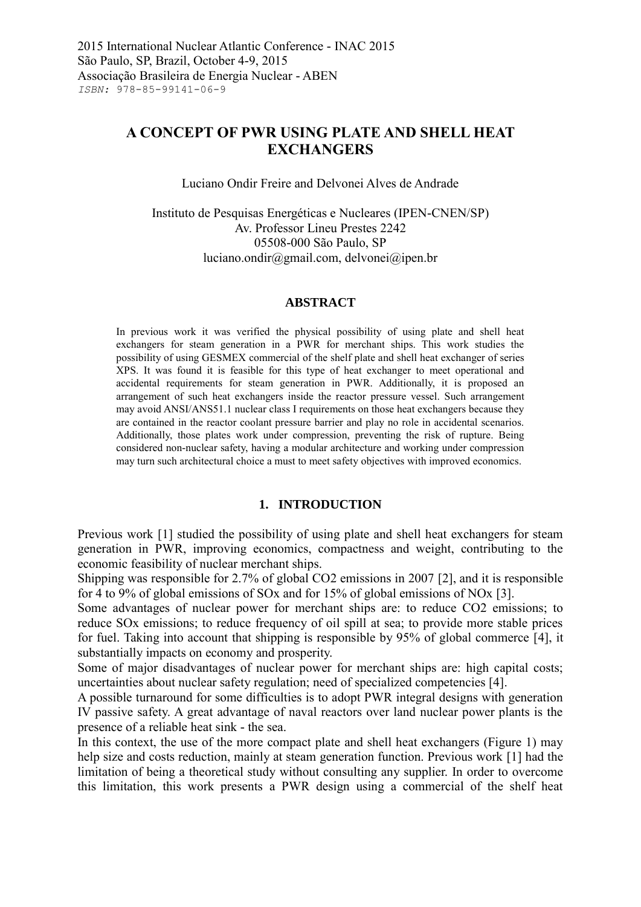2015 International Nuclear Atlantic Conference - INAC 2015
São Paulo, SP, Brazil, October 4-9, 2015
Associação Brasileira de Energia Nuclear - ABEN
*ISBN: 978-85-99141-06-9*

# A CONCEPT OF PWR USING PLATE AND SHELL HEAT EXCHANGERS

Luciano Ondir Freire and Delvonei Alves de Andrade

Instituto de Pesquisas Energéticas e Nucleares (IPEN-CNEN/SP)
Av. Professor Lineu Prestes 2242
05508-000 São Paulo, SP
luciano.ondir@gmail.com, delvonei@ipen.br

## ABSTRACT

In previous work it was verified the physical possibility of using plate and shell heat exchangers for steam generation in a PWR for merchant ships. This work studies the possibility of using GESMEX commercial of the shelf plate and shell heat exchanger of series XPS. It was found it is feasible for this type of heat exchanger to meet operational and accidental requirements for steam generation in PWR. Additionally, it is proposed an arrangement of such heat exchangers inside the reactor pressure vessel. Such arrangement may avoid ANSI/ANS51.1 nuclear class I requirements on those heat exchangers because they are contained in the reactor coolant pressure barrier and play no role in accidental scenarios. Additionally, those plates work under compression, preventing the risk of rupture. Being considered non-nuclear safety, having a modular architecture and working under compression may turn such architectural choice a must to meet safety objectives with improved economics.

## 1. INTRODUCTION

Previous work [1] studied the possibility of using plate and shell heat exchangers for steam generation in PWR, improving economics, compactness and weight, contributing to the economic feasibility of nuclear merchant ships.

Shipping was responsible for 2.7% of global $CO_2$ emissions in 2007 [2], and it is responsible for 4 to 9% of global emissions of $SO_x$ and for 15% of global emissions of $NO_x$ [3].

Some advantages of nuclear power for merchant ships are: to reduce $CO_2$ emissions; to reduce $SO_x$ emissions; to reduce frequency of oil spill at sea; to provide more stable prices for fuel. Taking into account that shipping is responsible by 95% of global commerce [4], it substantially impacts on economy and prosperity.

Some of major disadvantages of nuclear power for merchant ships are: high capital costs; uncertainties about nuclear safety regulation; need of specialized competencies [4].

A possible turnaround for some difficulties is to adopt PWR integral designs with generation IV passive safety. A great advantage of naval reactors over land nuclear power plants is the presence of a reliable heat sink - the sea.

In this context, the use of the more compact plate and shell heat exchangers (Figure 1) may help size and costs reduction, mainly at steam generation function. Previous work [1] had the limitation of being a theoretical study without consulting any supplier. In order to overcome this limitation, this work presents a PWR design using a commercial of the shelf heat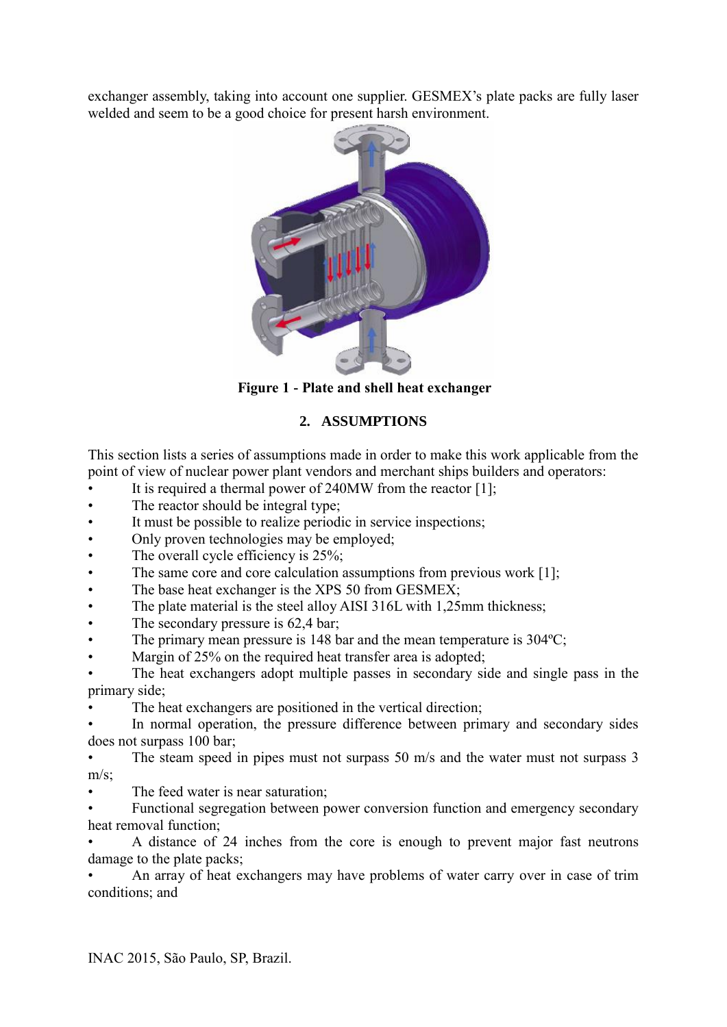exchanger assembly, taking into account one supplier. GESMEX's plate packs are fully laser welded and seem to be a good choice for present harsh environment.

**Figure 1 - Plate and shell heat exchanger**

## 2. ASSUMPTIONS

This section lists a series of assumptions made in order to make this work applicable from the point of view of nuclear power plant vendors and merchant ships builders and operators:

- It is required a thermal power of 240MW from the reactor [1];
- The reactor should be integral type;
- It must be possible to realize periodic in service inspections;
- Only proven technologies may be employed;
- The overall cycle efficiency is 25%;
- The same core and core calculation assumptions from previous work [1];
- The base heat exchanger is the XPS 50 from GESMEX;
- The plate material is the steel alloy AISI 316L with 1,25mm thickness;
- The secondary pressure is 62,4 bar;
- The primary mean pressure is 148 bar and the mean temperature is 304ºC;
- Margin of 25% on the required heat transfer area is adopted;
- The heat exchangers adopt multiple passes in secondary side and single pass in the primary side;
- The heat exchangers are positioned in the vertical direction;
- In normal operation, the pressure difference between primary and secondary sides does not surpass 100 bar;
- The steam speed in pipes must not surpass 50 m/s and the water must not surpass 3 m/s;
- The feed water is near saturation;
- Functional segregation between power conversion function and emergency secondary heat removal function;
- A distance of 24 inches from the core is enough to prevent major fast neutrons damage to the plate packs;
- An array of heat exchangers may have problems of water carry over in case of trim conditions; and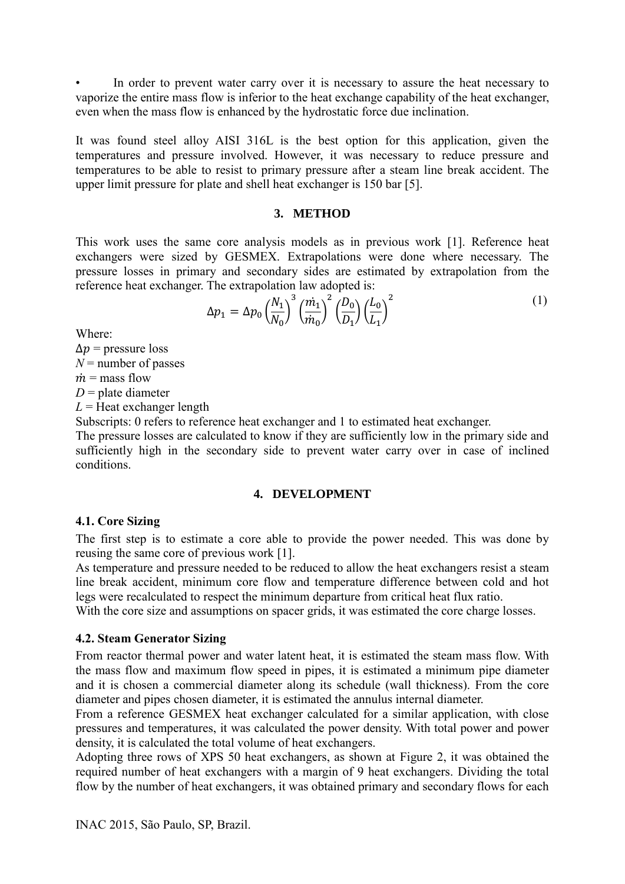- In order to prevent water carry over it is necessary to assure the heat necessary to vaporize the entire mass flow is inferior to the heat exchange capability of the heat exchanger, even when the mass flow is enhanced by the hydrostatic force due inclination.

It was found steel alloy AISI 316L is the best option for this application, given the temperatures and pressure involved. However, it was necessary to reduce pressure and temperatures to be able to resist to primary pressure after a steam line break accident. The upper limit pressure for plate and shell heat exchanger is 150 bar [5].

## 3. METHOD

This work uses the same core analysis models as in previous work [1]. Reference heat exchangers were sized by GESMEX. Extrapolations were done where necessary. The pressure losses in primary and secondary sides are estimated by extrapolation from the reference heat exchanger. The extrapolation law adopted is:

$$\Delta p_1 = \Delta p_0 \left(\frac{N_1}{N_0}\right)^3 \left(\frac{\dot{m}_1}{\dot{m}_0}\right)^2 \left(\frac{D_0}{D_1}\right) \left(\frac{L_0}{L_1}\right)^2 \quad (1)$$

Where:
$\Delta p$ = pressure loss
$N$ = number of passes
$\dot{m}$ = mass flow
$D$ = plate diameter
$L$ = Heat exchanger length
Subscripts: 0 refers to reference heat exchanger and 1 to estimated heat exchanger.
The pressure losses are calculated to know if they are sufficiently low in the primary side and sufficiently high in the secondary side to prevent water carry over in case of inclined conditions.

## 4. DEVELOPMENT

### 4.1. Core Sizing

The first step is to estimate a core able to provide the power needed. This was done by reusing the same core of previous work [1].
As temperature and pressure needed to be reduced to allow the heat exchangers resist a steam line break accident, minimum core flow and temperature difference between cold and hot legs were recalculated to respect the minimum departure from critical heat flux ratio.
With the core size and assumptions on spacer grids, it was estimated the core charge losses.

### 4.2. Steam Generator Sizing

From reactor thermal power and water latent heat, it is estimated the steam mass flow. With the mass flow and maximum flow speed in pipes, it is estimated a minimum pipe diameter and it is chosen a commercial diameter along its schedule (wall thickness). From the core diameter and pipes chosen diameter, it is estimated the annulus internal diameter.
From a reference GESMEX heat exchanger calculated for a similar application, with close pressures and temperatures, it was calculated the power density. With total power and power density, it is calculated the total volume of heat exchangers.
Adopting three rows of XPS 50 heat exchangers, as shown at Figure 2, it was obtained the required number of heat exchangers with a margin of 9 heat exchangers. Dividing the total flow by the number of heat exchangers, it was obtained primary and secondary flows for each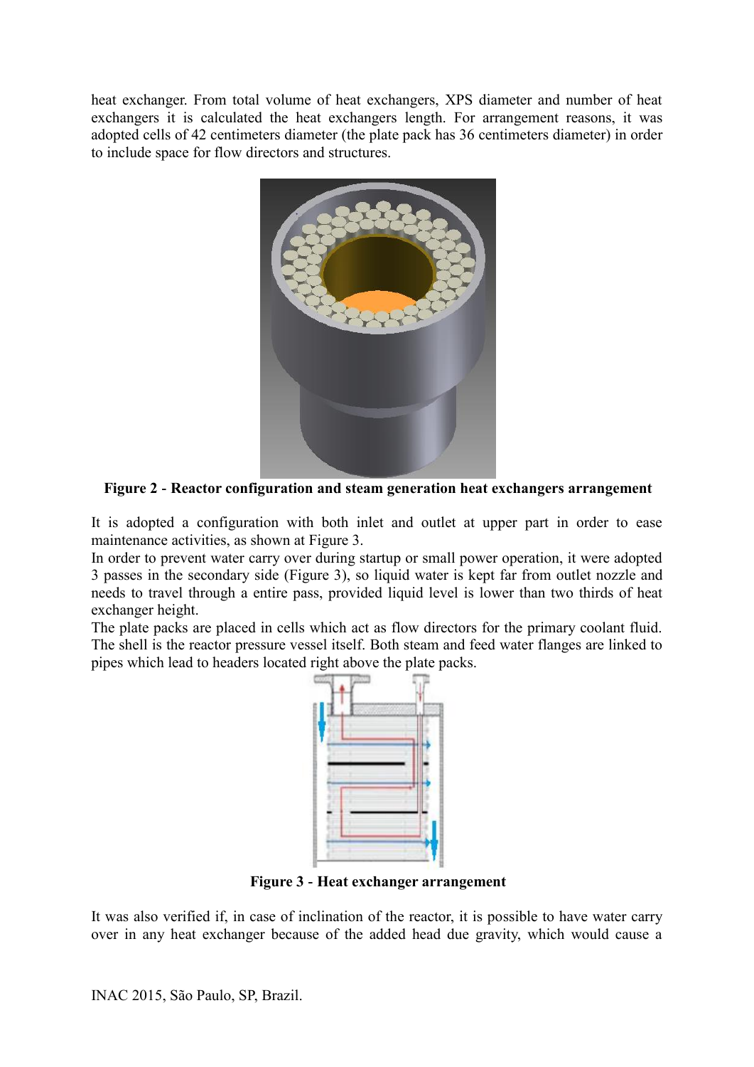heat exchanger. From total volume of heat exchangers, XPS diameter and number of heat exchangers it is calculated the heat exchangers length. For arrangement reasons, it was adopted cells of 42 centimeters diameter (the plate pack has 36 centimeters diameter) in order to include space for flow directors and structures.

**Figure 2 - Reactor configuration and steam generation heat exchangers arrangement**

It is adopted a configuration with both inlet and outlet at upper part in order to ease maintenance activities, as shown at Figure 3.

In order to prevent water carry over during startup or small power operation, it were adopted 3 passes in the secondary side (Figure 3), so liquid water is kept far from outlet nozzle and needs to travel through a entire pass, provided liquid level is lower than two thirds of heat exchanger height.

The plate packs are placed in cells which act as flow directors for the primary coolant fluid. The shell is the reactor pressure vessel itself. Both steam and feed water flanges are linked to pipes which lead to headers located right above the plate packs.

**Figure 3 - Heat exchanger arrangement**

It was also verified if, in case of inclination of the reactor, it is possible to have water carry over in any heat exchanger because of the added head due gravity, which would cause a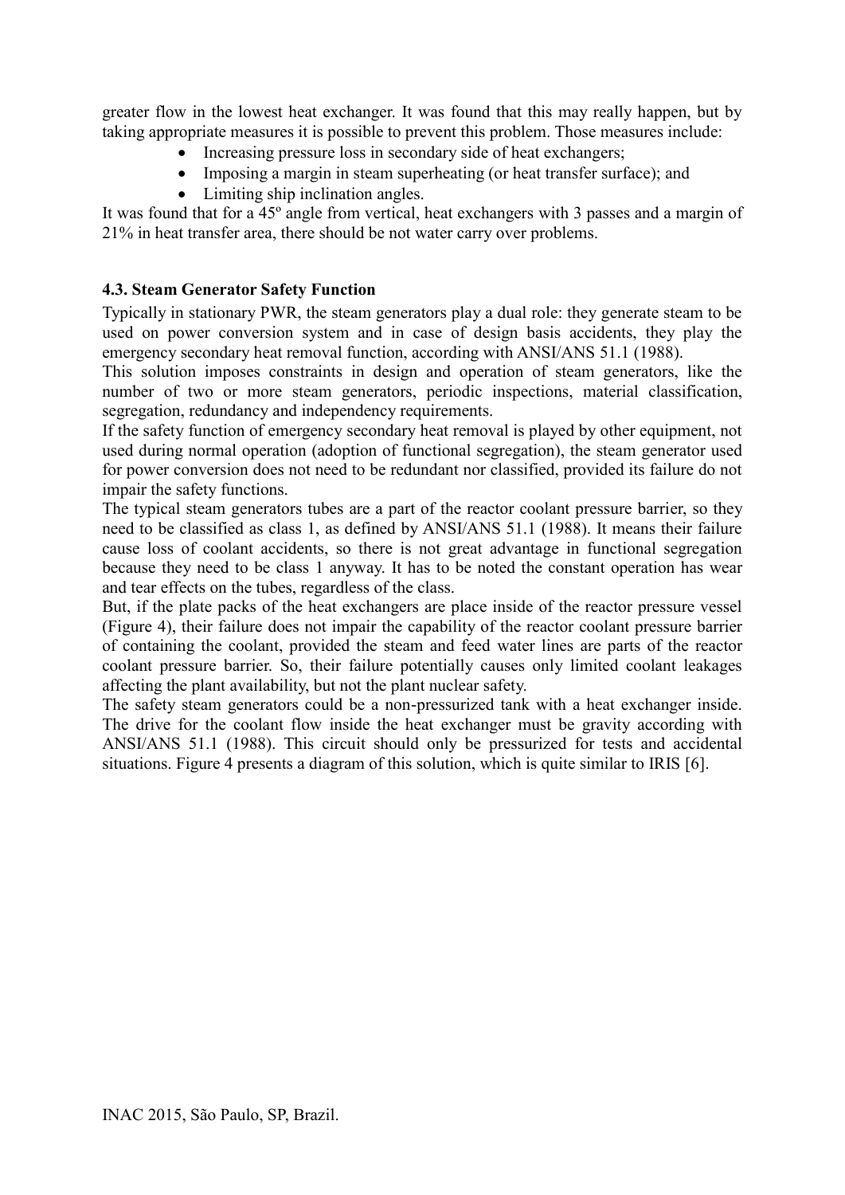greater flow in the lowest heat exchanger. It was found that this may really happen, but by taking appropriate measures it is possible to prevent this problem. Those measures include:

- Increasing pressure loss in secondary side of heat exchangers;
- Imposing a margin in steam superheating (or heat transfer surface); and
- Limiting ship inclination angles.

It was found that for a 45º angle from vertical, heat exchangers with 3 passes and a margin of 21% in heat transfer area, there should be not water carry over problems.

### 4.3. Steam Generator Safety Function

Typically in stationary PWR, the steam generators play a dual role: they generate steam to be used on power conversion system and in case of design basis accidents, they play the emergency secondary heat removal function, according with ANSI/ANS 51.1 (1988).

This solution imposes constraints in design and operation of steam generators, like the number of two or more steam generators, periodic inspections, material classification, segregation, redundancy and independency requirements.

If the safety function of emergency secondary heat removal is played by other equipment, not used during normal operation (adoption of functional segregation), the steam generator used for power conversion does not need to be redundant nor classified, provided its failure do not impair the safety functions.

The typical steam generators tubes are a part of the reactor coolant pressure barrier, so they need to be classified as class 1, as defined by ANSI/ANS 51.1 (1988). It means their failure cause loss of coolant accidents, so there is not great advantage in functional segregation because they need to be class 1 anyway. It has to be noted the constant operation has wear and tear effects on the tubes, regardless of the class.

But, if the plate packs of the heat exchangers are place inside of the reactor pressure vessel (Figure 4), their failure does not impair the capability of the reactor coolant pressure barrier of containing the coolant, provided the steam and feed water lines are parts of the reactor coolant pressure barrier. So, their failure potentially causes only limited coolant leakages affecting the plant availability, but not the plant nuclear safety.

The safety steam generators could be a non-pressurized tank with a heat exchanger inside. The drive for the coolant flow inside the heat exchanger must be gravity according with ANSI/ANS 51.1 (1988). This circuit should only be pressurized for tests and accidental situations. Figure 4 presents a diagram of this solution, which is quite similar to IRIS [6].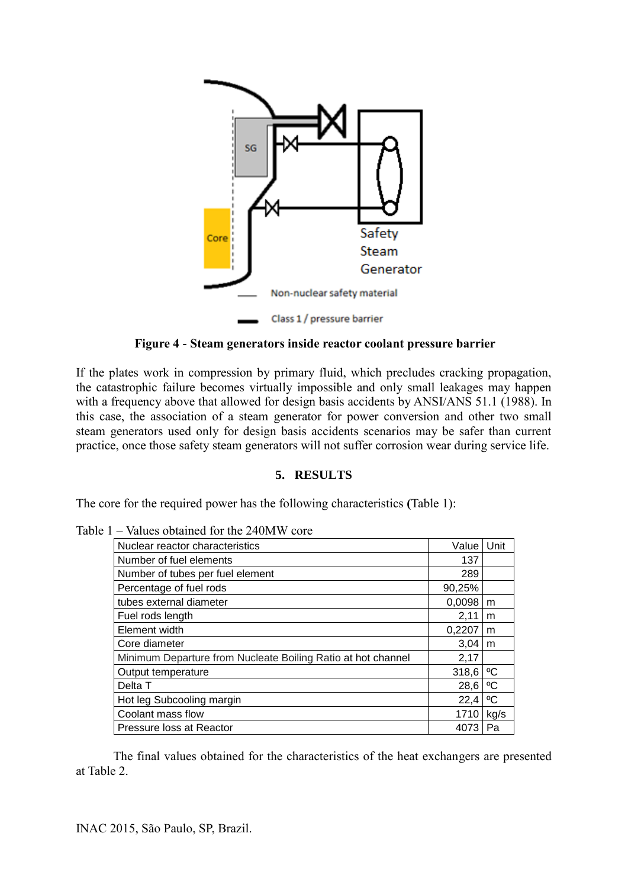**Figure 4 - Steam generators inside reactor coolant pressure barrier**

If the plates work in compression by primary fluid, which precludes cracking propagation, the catastrophic failure becomes virtually impossible and only small leakages may happen with a frequency above that allowed for design basis accidents by ANSI/ANS 51.1 (1988). In this case, the association of a steam generator for power conversion and other two small steam generators used only for design basis accidents scenarios may be safer than current practice, once those safety steam generators will not suffer corrosion wear during service life.

## 5. RESULTS

The core for the required power has the following characteristics **(**Table 1):

Table 1 – Values obtained for the 240MW core

| Nuclear reactor characteristics | Value | Unit |
|---|---|---|
| Number of fuel elements | 137 | |
| Number of tubes per fuel element | 289 | |
| Percentage of fuel rods | 90,25% | |
| tubes external diameter | 0,0098 | m |
| Fuel rods length | 2,11 | m |
| Element width | 0,2207 | m |
| Core diameter | 3,04 | m |
| Minimum Departure from Nucleate Boiling Ratio at hot channel | 2,17 | |
| Output temperature | 318,6 | ºC |
| Delta T | 28,6 | ºC |
| Hot leg Subcooling margin | 22,4 | ºC |
| Coolant mass flow | 1710 | kg/s |
| Pressure loss at Reactor | 4073 | Pa |

The final values obtained for the characteristics of the heat exchangers are presented at Table 2.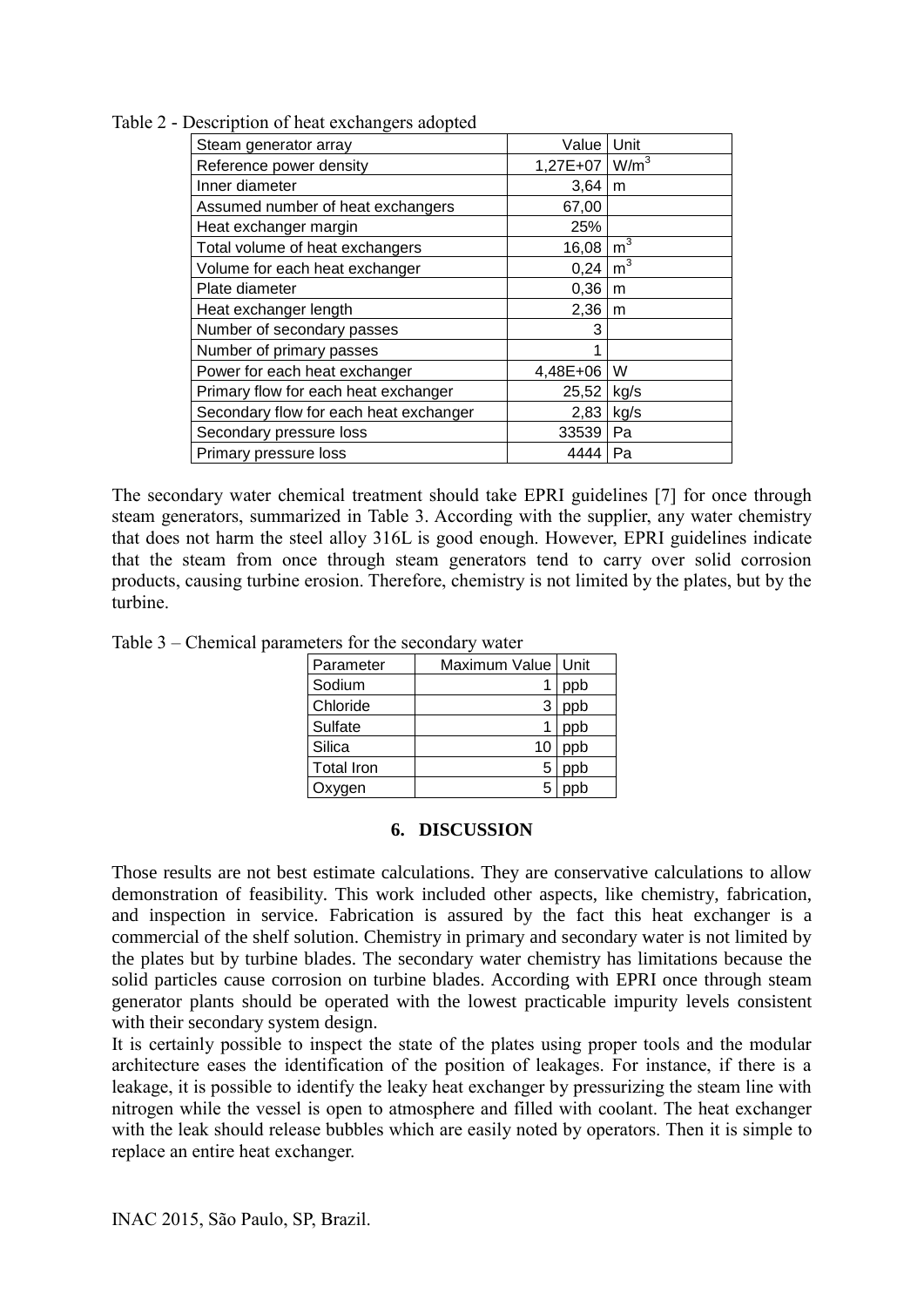Table 2 - Description of heat exchangers adopted

| Steam generator array | Value | Unit |
|---|---|---|
| Reference power density | 1,27E+07 | $W/m^3$ |
| Inner diameter | 3,64 | m |
| Assumed number of heat exchangers | 67,00 | |
| Heat exchanger margin | 25% | |
| Total volume of heat exchangers | 16,08 | $m^3$ |
| Volume for each heat exchanger | 0,24 | $m^3$ |
| Plate diameter | 0,36 | m |
| Heat exchanger length | 2,36 | m |
| Number of secondary passes | 3 | |
| Number of primary passes | 1 | |
| Power for each heat exchanger | 4,48E+06 | W |
| Primary flow for each heat exchanger | 25,52 | kg/s |
| Secondary flow for each heat exchanger | 2,83 | kg/s |
| Secondary pressure loss | 33539 | Pa |
| Primary pressure loss | 4444 | Pa |

The secondary water chemical treatment should take EPRI guidelines [7] for once through steam generators, summarized in Table 3. According with the supplier, any water chemistry that does not harm the steel alloy 316L is good enough. However, EPRI guidelines indicate that the steam from once through steam generators tend to carry over solid corrosion products, causing turbine erosion. Therefore, chemistry is not limited by the plates, but by the turbine.

Table 3 – Chemical parameters for the secondary water

| Parameter | Maximum Value | Unit |
|---|---|---|
| Sodium | 1 | ppb |
| Chloride | 3 | ppb |
| Sulfate | 1 | ppb |
| Silica | 10 | ppb |
| Total Iron | 5 | ppb |
| Oxygen | 5 | ppb |

## 6. DISCUSSION

Those results are not best estimate calculations. They are conservative calculations to allow demonstration of feasibility. This work included other aspects, like chemistry, fabrication, and inspection in service. Fabrication is assured by the fact this heat exchanger is a commercial of the shelf solution. Chemistry in primary and secondary water is not limited by the plates but by turbine blades. The secondary water chemistry has limitations because the solid particles cause corrosion on turbine blades. According with EPRI once through steam generator plants should be operated with the lowest practicable impurity levels consistent with their secondary system design.

It is certainly possible to inspect the state of the plates using proper tools and the modular architecture eases the identification of the position of leakages. For instance, if there is a leakage, it is possible to identify the leaky heat exchanger by pressurizing the steam line with nitrogen while the vessel is open to atmosphere and filled with coolant. The heat exchanger with the leak should release bubbles which are easily noted by operators. Then it is simple to replace an entire heat exchanger.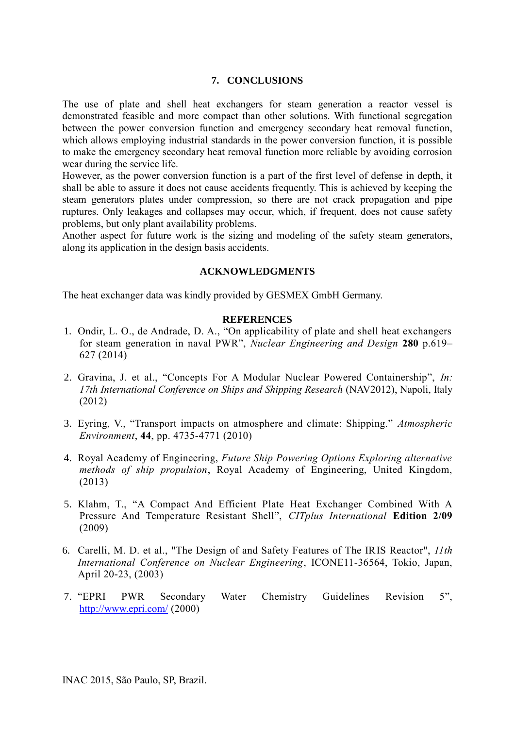## 7. CONCLUSIONS

The use of plate and shell heat exchangers for steam generation a reactor vessel is demonstrated feasible and more compact than other solutions. With functional segregation between the power conversion function and emergency secondary heat removal function, which allows employing industrial standards in the power conversion function, it is possible to make the emergency secondary heat removal function more reliable by avoiding corrosion wear during the service life.
However, as the power conversion function is a part of the first level of defense in depth, it shall be able to assure it does not cause accidents frequently. This is achieved by keeping the steam generators plates under compression, so there are not crack propagation and pipe ruptures. Only leakages and collapses may occur, which, if frequent, does not cause safety problems, but only plant availability problems.
Another aspect for future work is the sizing and modeling of the safety steam generators, along its application in the design basis accidents.

## ACKNOWLEDGMENTS

The heat exchanger data was kindly provided by GESMEX GmbH Germany.

## REFERENCES

1. Ondir, L. O., de Andrade, D. A., "On applicability of plate and shell heat exchangers for steam generation in naval PWR", *Nuclear Engineering and Design* **280** p.619–627 (2014)

2. Gravina, J. et al., "Concepts For A Modular Nuclear Powered Containership", *In: 17th International Conference on Ships and Shipping Research* (NAV2012), Napoli, Italy (2012)

3. Eyring, V., "Transport impacts on atmosphere and climate: Shipping." *Atmospheric Environment*, **44**, pp. 4735-4771 (2010)

4. Royal Academy of Engineering, *Future Ship Powering Options Exploring alternative methods of ship propulsion*, Royal Academy of Engineering, United Kingdom, (2013)

5. Klahm, T., "A Compact And Efficient Plate Heat Exchanger Combined With A Pressure And Temperature Resistant Shell", *CITplus International* **Edition 2/09** (2009)

6. Carelli, M. D. et al., "The Design of and Safety Features of The IRIS Reactor", *11th International Conference on Nuclear Engineering*, ICONE11-36564, Tokio, Japan, April 20-23, (2003)

7. "EPRI PWR Secondary Water Chemistry Guidelines Revision 5", http://www.epri.com/ (2000)